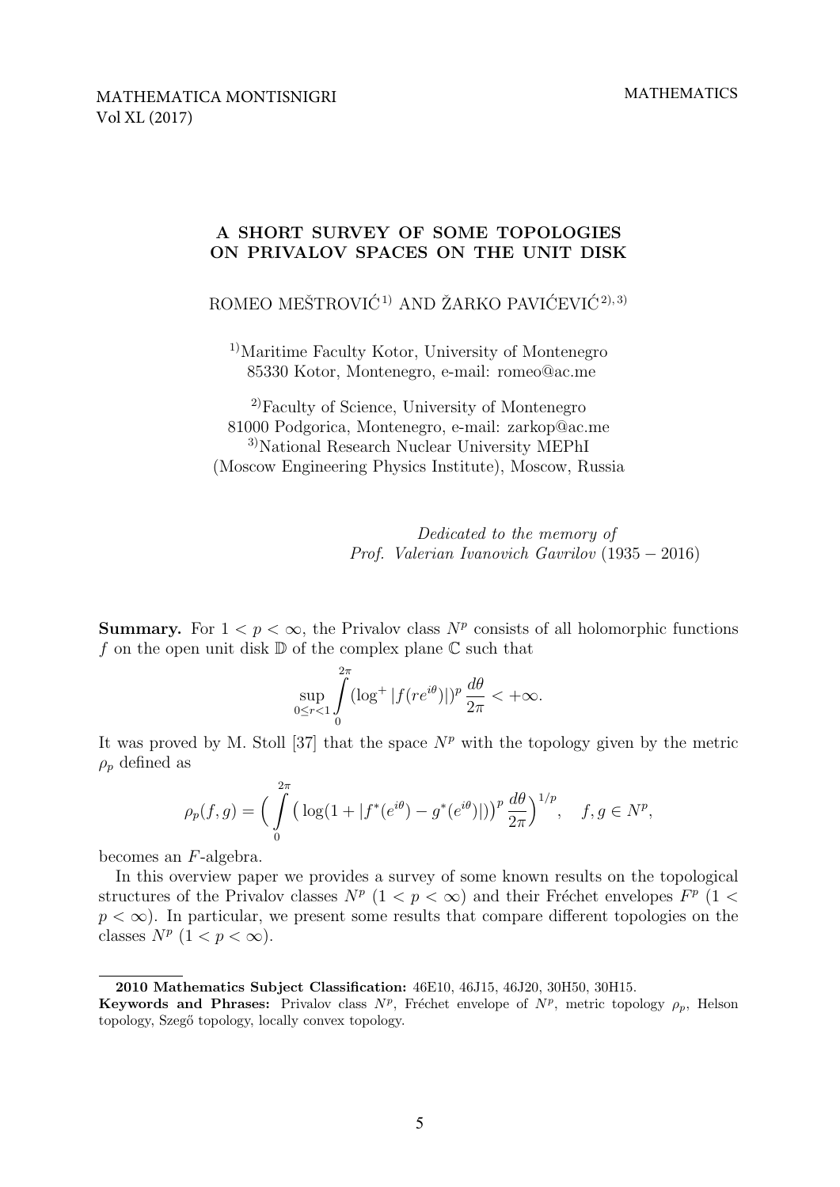MATHEMATICA MONTISNIGRI
Vol XL (2017)

MATHEMATICS

# A SHORT SURVEY OF SOME TOPOLOGIES ON PRIVALOV SPACES ON THE UNIT DISK

ROMEO MEŠTROVIĆ[1] AND ŽARKO PAVIĆEVIĆ[2,3]

[1]Maritime Faculty Kotor, University of Montenegro
85330 Kotor, Montenegro, e-mail: romeo@ac.me

[2]Faculty of Science, University of Montenegro
81000 Podgorica, Montenegro, e-mail: zarkop@ac.me
[3]National Research Nuclear University MEPhI
(Moscow Engineering Physics Institute), Moscow, Russia

*Dedicated to the memory of*
*Prof. Valerian Ivanovich Gavrilov* (1935 − 2016)

**Summary.** For $1 < p < \infty$, the Privalov class $N^p$ consists of all holomorphic functions $f$ on the open unit disk $\mathbb{D}$ of the complex plane $\mathbb{C}$ such that

$$\sup_{0\le r<1}\int_0^{2\pi}(\log^+|f(re^{i\theta})|)^p\,\frac{d\theta}{2\pi}<+\infty.$$

It was proved by M. Stoll [37] that the space $N^p$ with the topology given by the metric $\rho_p$ defined as

$$\rho_p(f,g)=\Big(\int_0^{2\pi}\big(\log(1+|f^*(e^{i\theta})-g^*(e^{i\theta})|)\big)^p\,\frac{d\theta}{2\pi}\Big)^{1/p},\quad f,g\in N^p,$$

becomes an $F$-algebra.

In this overview paper we provides a survey of some known results on the topological structures of the Privalov classes $N^p$ ($1 < p < \infty$) and their Fréchet envelopes $F^p$ ($1 < p < \infty$). In particular, we present some results that compare different topologies on the classes $N^p$ ($1 < p < \infty$).

---

**2010 Mathematics Subject Classification:** 46E10, 46J15, 46J20, 30H50, 30H15.
**Keywords and Phrases:** Privalov class $N^p$, Fréchet envelope of $N^p$, metric topology $\rho_p$, Helson topology, Szegő topology, locally convex topology.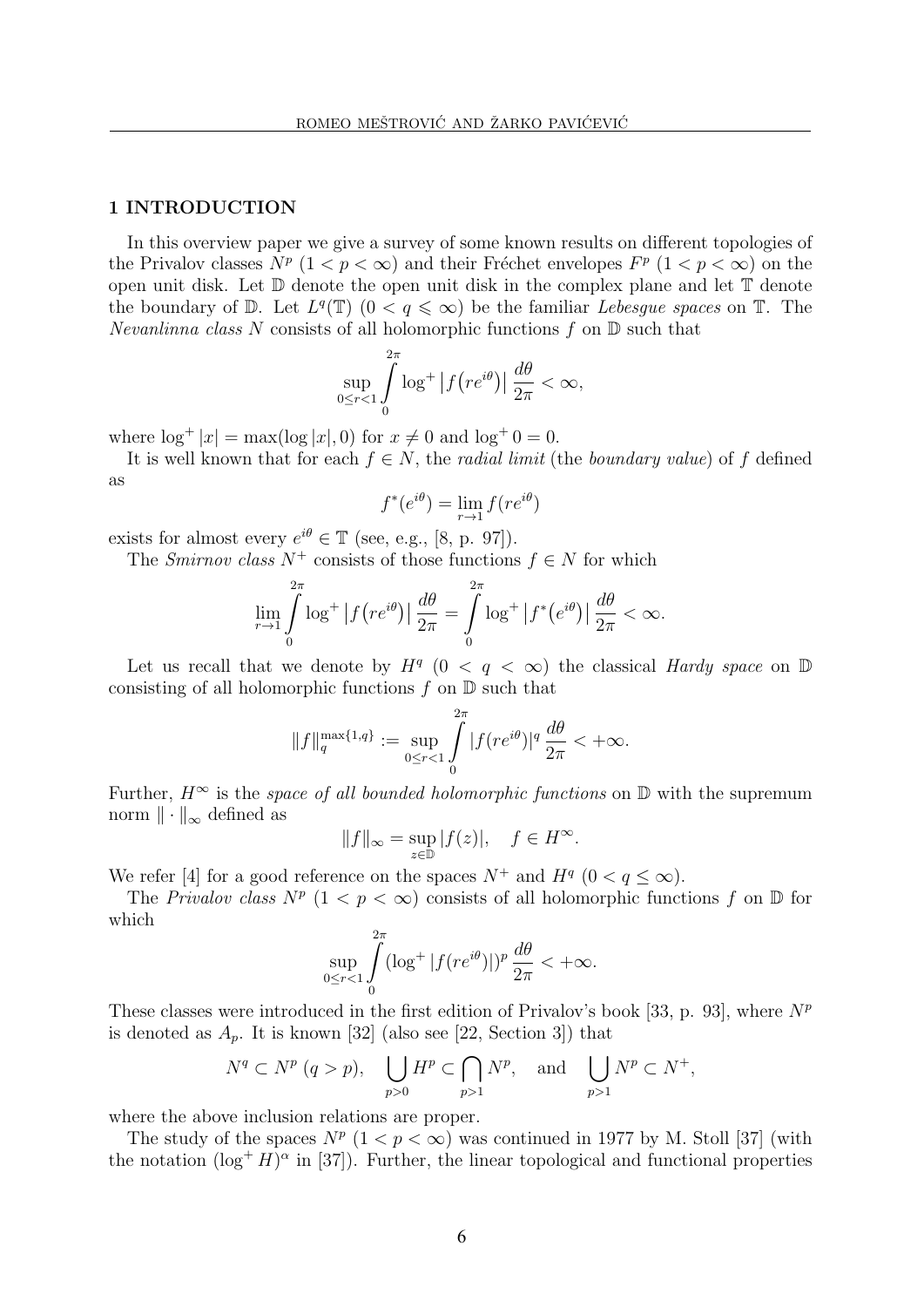## 1 INTRODUCTION

In this overview paper we give a survey of some known results on different topologies of the Privalov classes $N^p$ $(1 < p < \infty)$ and their Fréchet envelopes $F^p$ $(1 < p < \infty)$ on the open unit disk. Let $\mathbb{D}$ denote the open unit disk in the complex plane and let $\mathbb{T}$ denote the boundary of $\mathbb{D}$. Let $L^q(\mathbb{T})$ $(0 < q \leqslant \infty)$ be the familiar *Lebesgue spaces* on $\mathbb{T}$. The *Nevanlinna class* $N$ consists of all holomorphic functions $f$ on $\mathbb{D}$ such that

$$\sup_{0 \leq r < 1} \int_0^{2\pi} \log^+ \left| f\left(re^{i\theta}\right) \right| \frac{d\theta}{2\pi} < \infty,$$

where $\log^+ |x| = \max(\log |x|, 0)$ for $x \neq 0$ and $\log^+ 0 = 0$.

It is well known that for each $f \in N$, the *radial limit* (the *boundary value*) of $f$ defined as

$$f^*(e^{i\theta}) = \lim_{r \to 1} f(re^{i\theta})$$

exists for almost every $e^{i\theta} \in \mathbb{T}$ (see, e.g., [8, p. 97]).

The *Smirnov class* $N^+$ consists of those functions $f \in N$ for which

$$\lim_{r \to 1} \int_0^{2\pi} \log^+ \left| f\left(re^{i\theta}\right) \right| \frac{d\theta}{2\pi} = \int_0^{2\pi} \log^+ \left| f^*\left(e^{i\theta}\right) \right| \frac{d\theta}{2\pi} < \infty.$$

Let us recall that we denote by $H^q$ $(0 < q < \infty)$ the classical *Hardy space* on $\mathbb{D}$ consisting of all holomorphic functions $f$ on $\mathbb{D}$ such that

$$\|f\|_q^{\max\{1,q\}} := \sup_{0 \leq r < 1} \int_0^{2\pi} |f(re^{i\theta})|^q \frac{d\theta}{2\pi} < +\infty.$$

Further, $H^\infty$ is the *space of all bounded holomorphic functions* on $\mathbb{D}$ with the supremum norm $\| \cdot \|_\infty$ defined as

$$\|f\|_\infty = \sup_{z \in \mathbb{D}} |f(z)|, \quad f \in H^\infty.$$

We refer [4] for a good reference on the spaces $N^+$ and $H^q$ $(0 < q \leq \infty)$.

The *Privalov class* $N^p$ $(1 < p < \infty)$ consists of all holomorphic functions $f$ on $\mathbb{D}$ for which

$$\sup_{0 \leq r < 1} \int_0^{2\pi} (\log^+ |f(re^{i\theta})|)^p \frac{d\theta}{2\pi} < +\infty.$$

These classes were introduced in the first edition of Privalov's book [33, p. 93], where $N^p$ is denoted as $A_p$. It is known [32] (also see [22, Section 3]) that

$$N^q \subset N^p \ (q > p), \quad \bigcup_{p>0} H^p \subset \bigcap_{p>1} N^p, \quad \text{and} \quad \bigcup_{p>1} N^p \subset N^+,$$

where the above inclusion relations are proper.

The study of the spaces $N^p$ $(1 < p < \infty)$ was continued in 1977 by M. Stoll [37] (with the notation $(\log^+ H)^\alpha$ in [37]). Further, the linear topological and functional properties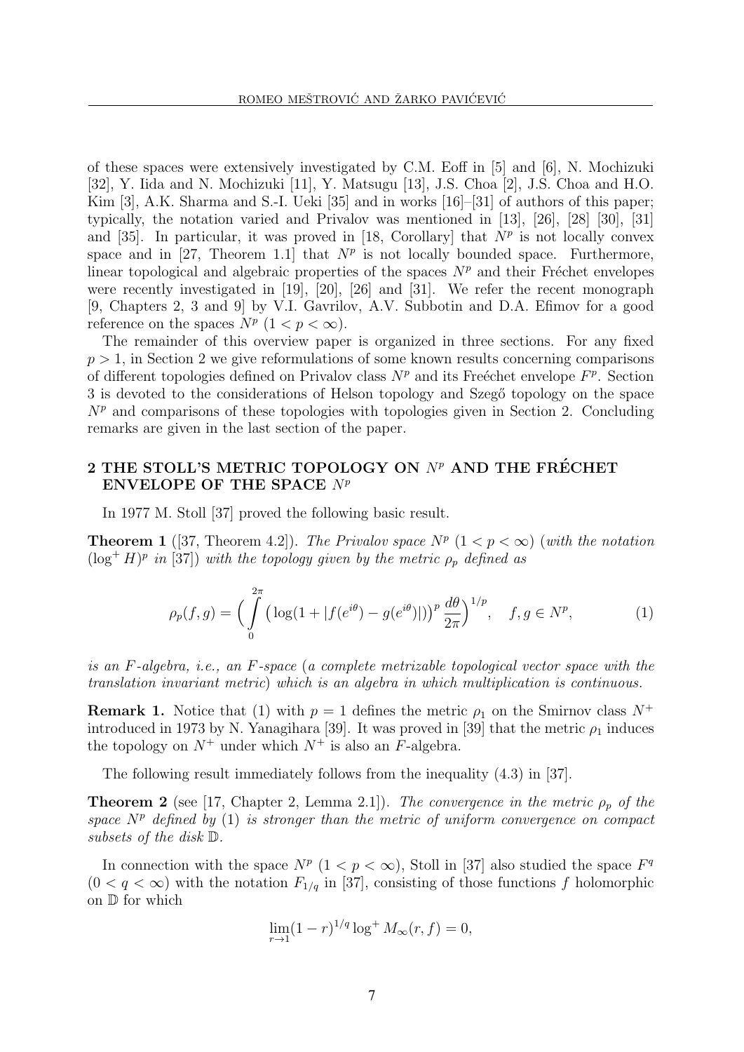of these spaces were extensively investigated by C.M. Eoff in [5] and [6], N. Mochizuki [32], Y. Iida and N. Mochizuki [11], Y. Matsugu [13], J.S. Choa [2], J.S. Choa and H.O. Kim [3], A.K. Sharma and S.-I. Ueki [35] and in works [16]–[31] of authors of this paper; typically, the notation varied and Privalov was mentioned in [13], [26], [28] [30], [31] and [35]. In particular, it was proved in [18, Corollary] that $N^p$ is not locally convex space and in [27, Theorem 1.1] that $N^p$ is not locally bounded space. Furthermore, linear topological and algebraic properties of the spaces $N^p$ and their Fréchet envelopes were recently investigated in [19], [20], [26] and [31]. We refer the recent monograph [9, Chapters 2, 3 and 9] by V.I. Gavrilov, A.V. Subbotin and D.A. Efimov for a good reference on the spaces $N^p$ $(1 < p < \infty)$.

The remainder of this overview paper is organized in three sections. For any fixed $p > 1$, in Section 2 we give reformulations of some known results concerning comparisons of different topologies defined on Privalov class $N^p$ and its Freéchet envelope $F^p$. Section 3 is devoted to the considerations of Helson topology and Szegő topology on the space $N^p$ and comparisons of these topologies with topologies given in Section 2. Concluding remarks are given in the last section of the paper.

## 2 THE STOLL'S METRIC TOPOLOGY ON $N^p$ AND THE FRÉCHET ENVELOPE OF THE SPACE $N^p$

In 1977 M. Stoll [37] proved the following basic result.

**Theorem 1** ([37, Theorem 4.2]). *The Privalov space $N^p$ $(1 < p < \infty)$ (with the notation $(\log^+ H)^p$ in [37]) with the topology given by the metric $\rho_p$ defined as*

$$\rho_p(f, g) = \Big( \int_0^{2\pi} \big( \log(1 + |f(e^{i\theta}) - g(e^{i\theta})|) \big)^p \, \frac{d\theta}{2\pi} \Big)^{1/p}, \quad f, g \in N^p, \tag{1}$$

*is an $F$-algebra, i.e., an $F$-space (a complete metrizable topological vector space with the translation invariant metric) which is an algebra in which multiplication is continuous.*

**Remark 1.** Notice that (1) with $p = 1$ defines the metric $\rho_1$ on the Smirnov class $N^+$ introduced in 1973 by N. Yanagihara [39]. It was proved in [39] that the metric $\rho_1$ induces the topology on $N^+$ under which $N^+$ is also an $F$-algebra.

The following result immediately follows from the inequality (4.3) in [37].

**Theorem 2** (see [17, Chapter 2, Lemma 2.1]). *The convergence in the metric $\rho_p$ of the space $N^p$ defined by* (1) *is stronger than the metric of uniform convergence on compact subsets of the disk $\mathbb{D}$.*

In connection with the space $N^p$ $(1 < p < \infty)$, Stoll in [37] also studied the space $F^q$ $(0 < q < \infty)$ with the notation $F_{1/q}$ in [37], consisting of those functions $f$ holomorphic on $\mathbb{D}$ for which

$$\lim_{r \to 1} (1 - r)^{1/q} \log^+ M_\infty(r, f) = 0,$$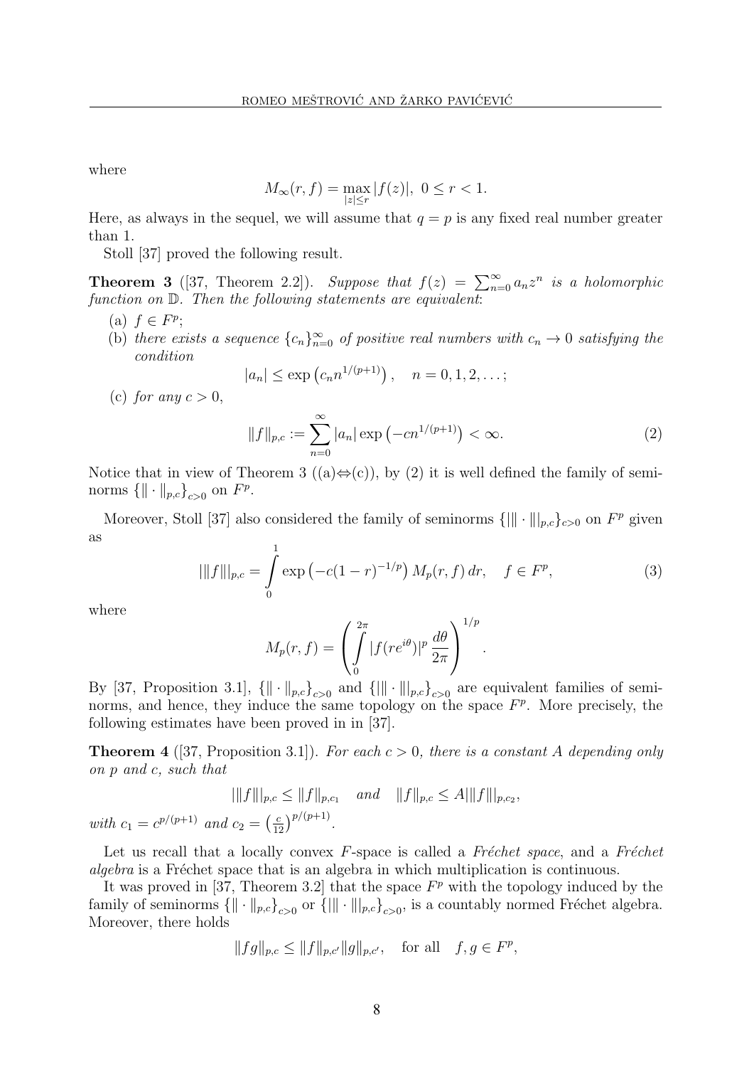where

$$M_\infty(r,f)=\max_{|z|\le r}|f(z)|,\ 0\le r<1.$$

Here, as always in the sequel, we will assume that $q=p$ is any fixed real number greater than 1.

Stoll [37] proved the following result.

**Theorem 3** ([37, Theorem 2.2]). *Suppose that $f(z)=\sum_{n=0}^\infty a_nz^n$ is a holomorphic function on $\mathbb{D}$. Then the following statements are equivalent*:

(a) $f\in F^p$;

(b) *there exists a sequence $\{c_n\}_{n=0}^\infty$ of positive real numbers with $c_n\to 0$ satisfying the condition*

$$|a_n|\le \exp\left(c_n n^{1/(p+1)}\right),\quad n=0,1,2,\dots;$$

(c) *for any $c>0$,*

$$\|f\|_{p,c}:=\sum_{n=0}^\infty |a_n|\exp\left(-cn^{1/(p+1)}\right)<\infty. \tag{2}$$

Notice that in view of Theorem 3 ((a)$\Leftrightarrow$(c)), by (2) it is well defined the family of seminorms $\{\|\cdot\|_{p,c}\}_{c>0}$ on $F^p$.

Moreover, Stoll [37] also considered the family of seminorms $\{|\|\cdot\||_{p,c}\}_{c>0}$ on $F^p$ given as

$$|\|f\||_{p,c}=\int_0^1 \exp\left(-c(1-r)^{-1/p}\right)M_p(r,f)\,dr,\quad f\in F^p, \tag{3}$$

where

$$M_p(r,f)=\left(\int_0^{2\pi}|f(re^{i\theta})|^p\,\frac{d\theta}{2\pi}\right)^{1/p}.$$

By [37, Proposition 3.1], $\{\|\cdot\|_{p,c}\}_{c>0}$ and $\{|\|\cdot\||_{p,c}\}_{c>0}$ are equivalent families of seminorms, and hence, they induce the same topology on the space $F^p$. More precisely, the following estimates have been proved in in [37].

**Theorem 4** ([37, Proposition 3.1]). *For each $c>0$, there is a constant $A$ depending only on $p$ and $c$, such that*

$$|\|f\||_{p,c}\le \|f\|_{p,c_1}\quad and \quad \|f\|_{p,c}\le A|\|f\||_{p,c_2},$$

*with $c_1=c^{p/(p+1)}$ and $c_2=\left(\frac{c}{12}\right)^{p/(p+1)}$.*

Let us recall that a locally convex $F$-space is called a *Fréchet space*, and a *Fréchet algebra* is a Fréchet space that is an algebra in which multiplication is continuous.

It was proved in [37, Theorem 3.2] that the space $F^p$ with the topology induced by the family of seminorms $\{\|\cdot\|_{p,c}\}_{c>0}$ or $\{|\|\cdot\||_{p,c}\}_{c>0}$, is a countably normed Fréchet algebra. Moreover, there holds

$$\|fg\|_{p,c}\le \|f\|_{p,c'}\|g\|_{p,c'},\quad \text{for all}\quad f,g\in F^p,$$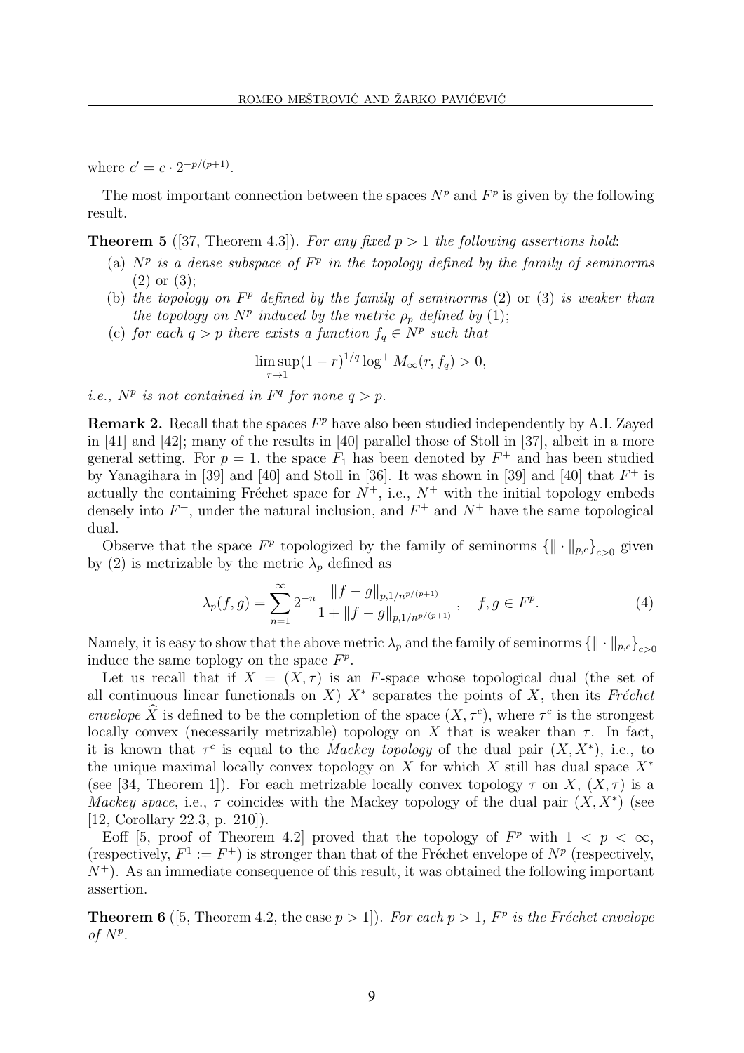where $c' = c \cdot 2^{-p/(p+1)}$.

The most important connection between the spaces $N^p$ and $F^p$ is given by the following result.

**Theorem 5** ([37, Theorem 4.3]). *For any fixed $p > 1$ the following assertions hold*:

- (a) *$N^p$ is a dense subspace of $F^p$ in the topology defined by the family of seminorms* (2) *or* (3);
- (b) *the topology on $F^p$ defined by the family of seminorms* (2) *or* (3) *is weaker than the topology on $N^p$ induced by the metric $\rho_p$ defined by* (1);
- (c) *for each $q > p$ there exists a function $f_q \in N^p$ such that*

$$\limsup_{r \to 1} (1 - r)^{1/q} \log^+ M_\infty(r, f_q) > 0,$$

*i.e., $N^p$ is not contained in $F^q$ for none $q > p$.*

**Remark 2.** Recall that the spaces $F^p$ have also been studied independently by A.I. Zayed in [41] and [42]; many of the results in [40] parallel those of Stoll in [37], albeit in a more general setting. For $p = 1$, the space $F_1$ has been denoted by $F^+$ and has been studied by Yanagihara in [39] and [40] and Stoll in [36]. It was shown in [39] and [40] that $F^+$ is actually the containing Fréchet space for $N^+$, i.e., $N^+$ with the initial topology embeds densely into $F^+$, under the natural inclusion, and $F^+$ and $N^+$ have the same topological dual.

Observe that the space $F^p$ topologized by the family of seminorms $\{\| \cdot \|_{p,c}\}_{c>0}$ given by (2) is metrizable by the metric $\lambda_p$ defined as

$$\lambda_p(f, g) = \sum_{n=1}^{\infty} 2^{-n} \frac{\|f - g\|_{p,1/n^{p/(p+1)}}}{1 + \|f - g\|_{p,1/n^{p/(p+1)}}}, \quad f, g \in F^p. \tag{4}$$

Namely, it is easy to show that the above metric $\lambda_p$ and the family of seminorms $\{\| \cdot \|_{p,c}\}_{c>0}$ induce the same toplogy on the space $F^p$.

Let us recall that if $X = (X, \tau)$ is an $F$-space whose topological dual (the set of all continuous linear functionals on $X$) $X^*$ separates the points of $X$, then its *Fréchet envelope* $\widehat{X}$ is defined to be the completion of the space $(X, \tau^c)$, where $\tau^c$ is the strongest locally convex (necessarily metrizable) topology on $X$ that is weaker than $\tau$. In fact, it is known that $\tau^c$ is equal to the *Mackey topology* of the dual pair $(X, X^*)$, i.e., to the unique maximal locally convex topology on $X$ for which $X$ still has dual space $X^*$ (see [34, Theorem 1]). For each metrizable locally convex topology $\tau$ on $X$, $(X, \tau)$ is a *Mackey space*, i.e., $\tau$ coincides with the Mackey topology of the dual pair $(X, X^*)$ (see [12, Corollary 22.3, p. 210]).

Eoff [5, proof of Theorem 4.2] proved that the topology of $F^p$ with $1 < p < \infty$, (respectively, $F^1 := F^+$) is stronger than that of the Fréchet envelope of $N^p$ (respectively, $N^+$). As an immediate consequence of this result, it was obtained the following important assertion.

**Theorem 6** ([5, Theorem 4.2, the case $p > 1$]). *For each $p > 1$, $F^p$ is the Fréchet envelope of $N^p$.*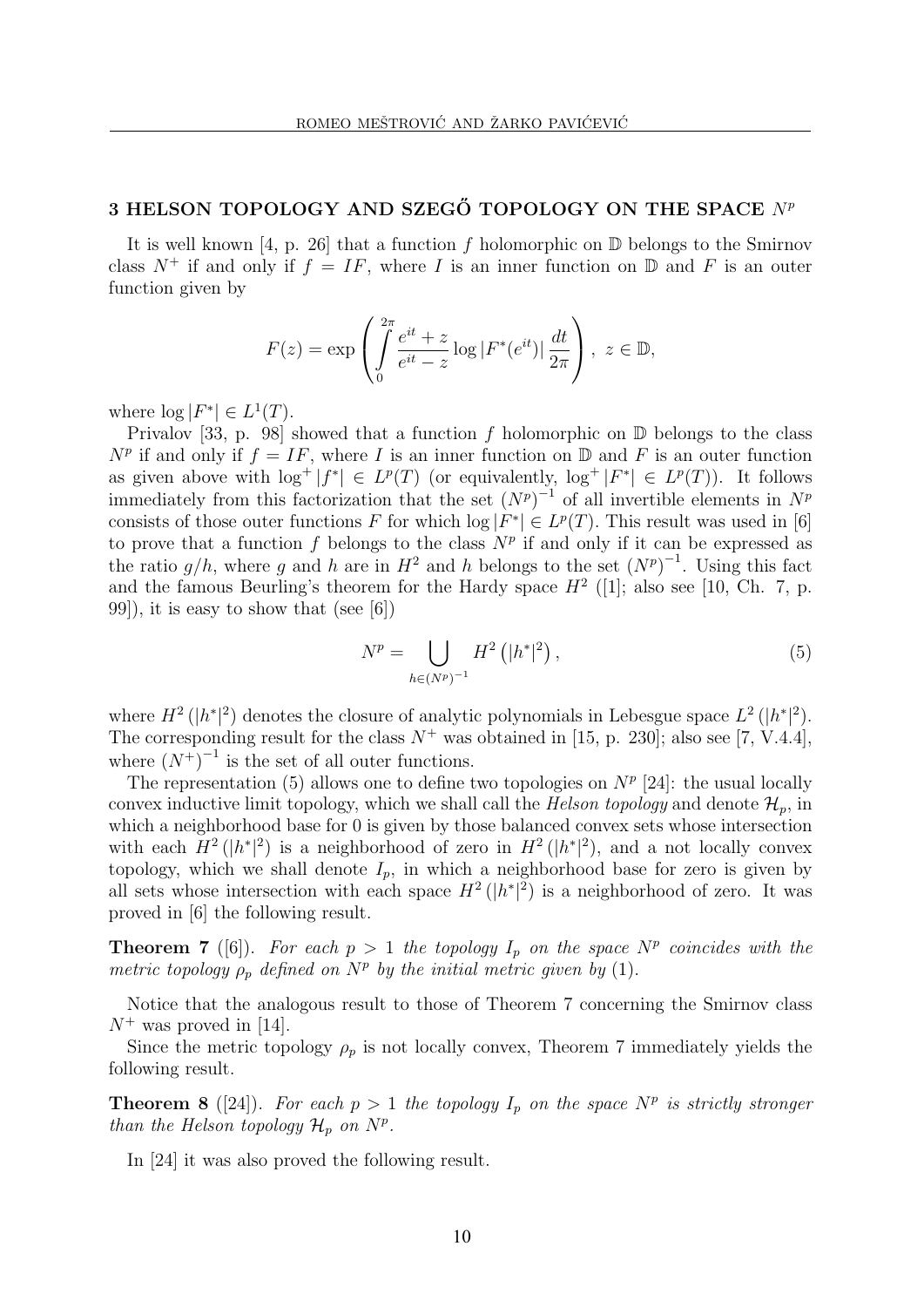## 3 HELSON TOPOLOGY AND SZEGŐ TOPOLOGY ON THE SPACE $N^p$

It is well known [4, p. 26] that a function $f$ holomorphic on $\mathbb{D}$ belongs to the Smirnov class $N^+$ if and only if $f = IF$, where $I$ is an inner function on $\mathbb{D}$ and $F$ is an outer function given by

$$F(z) = \exp\left(\int_0^{2\pi} \frac{e^{it}+z}{e^{it}-z} \log|F^*(e^{it})| \frac{dt}{2\pi}\right), \ z \in \mathbb{D},$$

where $\log|F^*| \in L^1(T)$.

Privalov [33, p. 98] showed that a function $f$ holomorphic on $\mathbb{D}$ belongs to the class $N^p$ if and only if $f = IF$, where $I$ is an inner function on $\mathbb{D}$ and $F$ is an outer function as given above with $\log^+|f^*| \in L^p(T)$ (or equivalently, $\log^+|F^*| \in L^p(T)$). It follows immediately from this factorization that the set $(N^p)^{-1}$ of all invertible elements in $N^p$ consists of those outer functions $F$ for which $\log|F^*| \in L^p(T)$. This result was used in [6] to prove that a function $f$ belongs to the class $N^p$ if and only if it can be expressed as the ratio $g/h$, where $g$ and $h$ are in $H^2$ and $h$ belongs to the set $(N^p)^{-1}$. Using this fact and the famous Beurling's theorem for the Hardy space $H^2$ ([1]; also see [10, Ch. 7, p. 99]), it is easy to show that (see [6])

$$N^p = \bigcup_{h \in (N^p)^{-1}} H^2\left(|h^*|^2\right), \tag{5}$$

where $H^2(|h^*|^2)$ denotes the closure of analytic polynomials in Lebesgue space $L^2(|h^*|^2)$. The corresponding result for the class $N^+$ was obtained in [15, p. 230]; also see [7, V.4.4], where $(N^+)^{-1}$ is the set of all outer functions.

The representation (5) allows one to define two topologies on $N^p$ [24]: the usual locally convex inductive limit topology, which we shall call the *Helson topology* and denote $\mathcal{H}_p$, in which a neighborhood base for 0 is given by those balanced convex sets whose intersection with each $H^2(|h^*|^2)$ is a neighborhood of zero in $H^2(|h^*|^2)$, and a not locally convex topology, which we shall denote $I_p$, in which a neighborhood base for zero is given by all sets whose intersection with each space $H^2(|h^*|^2)$ is a neighborhood of zero. It was proved in [6] the following result.

**Theorem 7** ([6]). *For each $p > 1$ the topology $I_p$ on the space $N^p$ coincides with the metric topology $\rho_p$ defined on $N^p$ by the initial metric given by* (1).

Notice that the analogous result to those of Theorem 7 concerning the Smirnov class $N^+$ was proved in [14].

Since the metric topology $\rho_p$ is not locally convex, Theorem 7 immediately yields the following result.

**Theorem 8** ([24]). *For each $p > 1$ the topology $I_p$ on the space $N^p$ is strictly stronger than the Helson topology $\mathcal{H}_p$ on $N^p$.*

In [24] it was also proved the following result.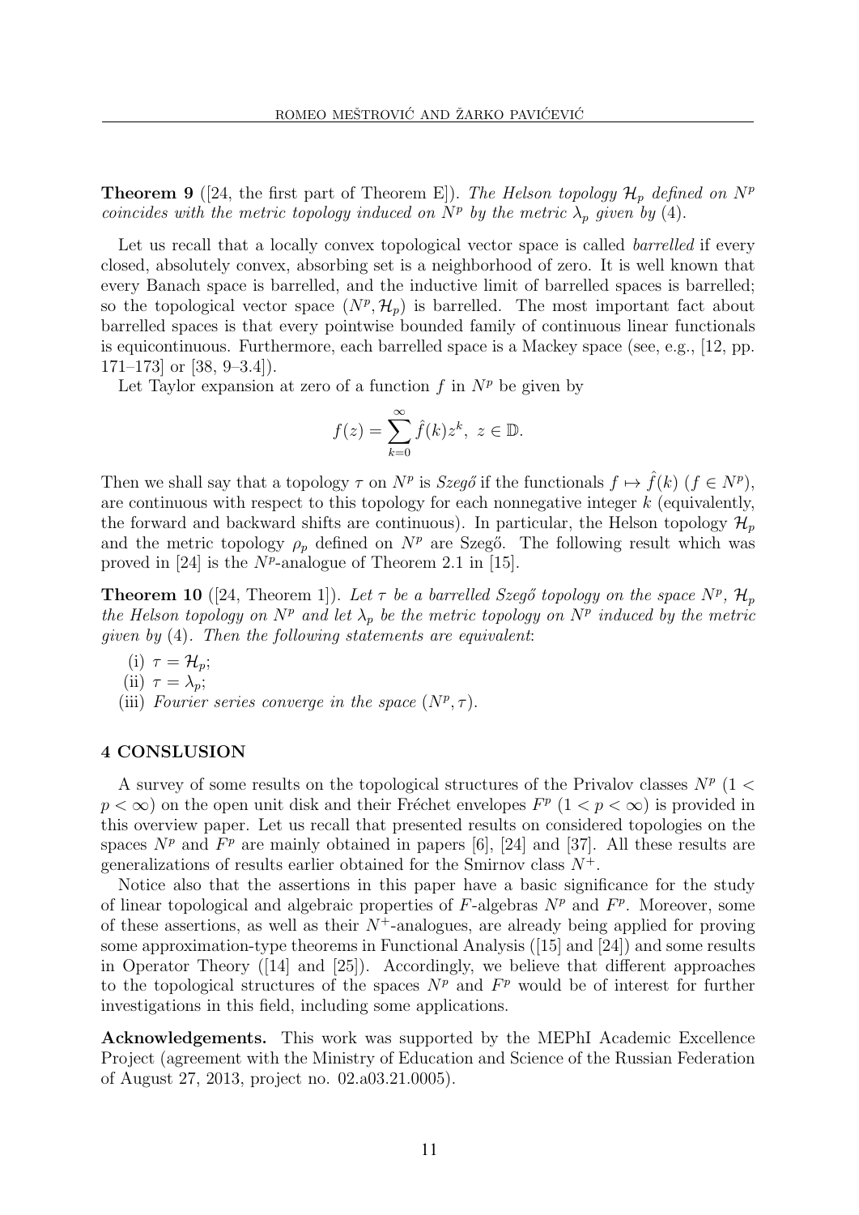**Theorem 9** ([24, the first part of Theorem E]). *The Helson topology $\mathcal{H}_p$ defined on $N^p$ coincides with the metric topology induced on $N^p$ by the metric $\lambda_p$ given by* (4).

Let us recall that a locally convex topological vector space is called *barrelled* if every closed, absolutely convex, absorbing set is a neighborhood of zero. It is well known that every Banach space is barrelled, and the inductive limit of barrelled spaces is barrelled; so the topological vector space $(N^p, \mathcal{H}_p)$ is barrelled. The most important fact about barrelled spaces is that every pointwise bounded family of continuous linear functionals is equicontinuous. Furthermore, each barrelled space is a Mackey space (see, e.g., [12, pp. 171–173] or [38, 9–3.4]).

Let Taylor expansion at zero of a function $f$ in $N^p$ be given by

$$f(z) = \sum_{k=0}^{\infty} \hat{f}(k) z^k, \ z \in \mathbb{D}.$$

Then we shall say that a topology $\tau$ on $N^p$ is *Szegő* if the functionals $f \mapsto \hat{f}(k)$ $(f \in N^p)$, are continuous with respect to this topology for each nonnegative integer $k$ (equivalently, the forward and backward shifts are continuous). In particular, the Helson topology $\mathcal{H}_p$ and the metric topology $\rho_p$ defined on $N^p$ are Szegő. The following result which was proved in [24] is the $N^p$-analogue of Theorem 2.1 in [15].

**Theorem 10** ([24, Theorem 1]). *Let $\tau$ be a barrelled Szegő topology on the space $N^p$, $\mathcal{H}_p$ the Helson topology on $N^p$ and let $\lambda_p$ be the metric topology on $N^p$ induced by the metric given by* (4). *Then the following statements are equivalent*:

(i) $\tau = \mathcal{H}_p$;

(ii) $\tau = \lambda_p$;

(iii) *Fourier series converge in the space* $(N^p, \tau)$.

## 4 CONSLUSION

A survey of some results on the topological structures of the Privalov classes $N^p$ $(1 < p < \infty)$ on the open unit disk and their Fréchet envelopes $F^p$ $(1 < p < \infty)$ is provided in this overview paper. Let us recall that presented results on considered topologies on the spaces $N^p$ and $F^p$ are mainly obtained in papers [6], [24] and [37]. All these results are generalizations of results earlier obtained for the Smirnov class $N^+$.

Notice also that the assertions in this paper have a basic significance for the study of linear topological and algebraic properties of $F$-algebras $N^p$ and $F^p$. Moreover, some of these assertions, as well as their $N^+$-analogues, are already being applied for proving some approximation-type theorems in Functional Analysis ([15] and [24]) and some results in Operator Theory ([14] and [25]). Accordingly, we believe that different approaches to the topological structures of the spaces $N^p$ and $F^p$ would be of interest for further investigations in this field, including some applications.

**Acknowledgements.** This work was supported by the MEPhI Academic Excellence Project (agreement with the Ministry of Education and Science of the Russian Federation of August 27, 2013, project no. 02.a03.21.0005).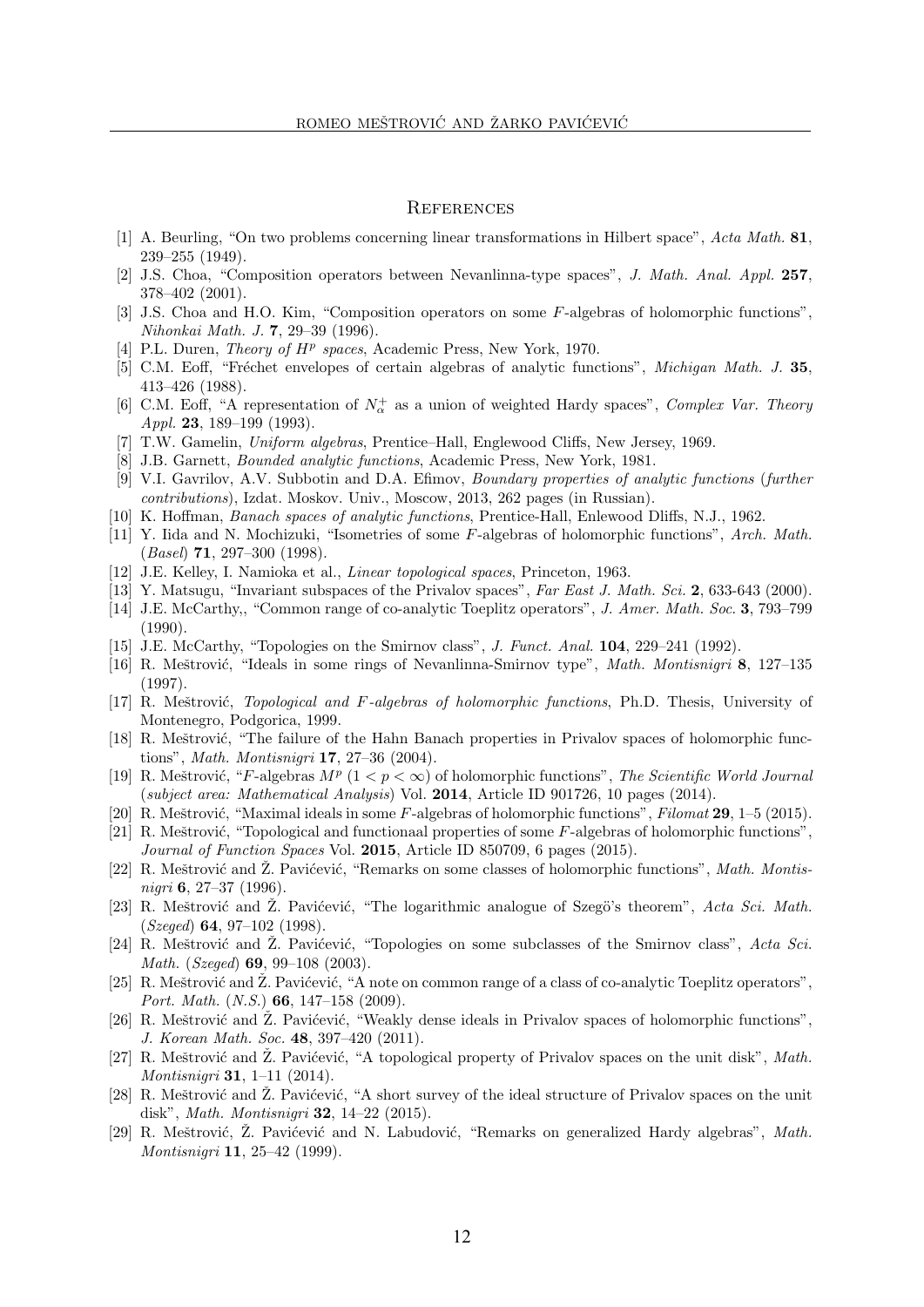## References

[1] A. Beurling, "On two problems concerning linear transformations in Hilbert space", *Acta Math.* **81**, 239–255 (1949).

[2] J.S. Choa, "Composition operators between Nevanlinna-type spaces", *J. Math. Anal. Appl.* **257**, 378–402 (2001).

[3] J.S. Choa and H.O. Kim, "Composition operators on some $F$-algebras of holomorphic functions", *Nihonkai Math. J.* **7**, 29–39 (1996).

[4] P.L. Duren, *Theory of $H^p$ spaces*, Academic Press, New York, 1970.

[5] C.M. Eoff, "Fréchet envelopes of certain algebras of analytic functions", *Michigan Math. J.* **35**, 413–426 (1988).

[6] C.M. Eoff, "A representation of $N_\alpha^+$ as a union of weighted Hardy spaces", *Complex Var. Theory Appl.* **23**, 189–199 (1993).

[7] T.W. Gamelin, *Uniform algebras*, Prentice–Hall, Englewood Cliffs, New Jersey, 1969.

[8] J.B. Garnett, *Bounded analytic functions*, Academic Press, New York, 1981.

[9] V.I. Gavrilov, A.V. Subbotin and D.A. Efimov, *Boundary properties of analytic functions* (*further contributions*), Izdat. Moskov. Univ., Moscow, 2013, 262 pages (in Russian).

[10] K. Hoffman, *Banach spaces of analytic functions*, Prentice-Hall, Enlewood Dliffs, N.J., 1962.

[11] Y. Iida and N. Mochizuki, "Isometries of some $F$-algebras of holomorphic functions", *Arch. Math.* (*Basel*) **71**, 297–300 (1998).

[12] J.E. Kelley, I. Namioka et al., *Linear topological spaces*, Princeton, 1963.

[13] Y. Matsugu, "Invariant subspaces of the Privalov spaces", *Far East J. Math. Sci.* **2**, 633-643 (2000).

[14] J.E. McCarthy,, "Common range of co-analytic Toeplitz operators", *J. Amer. Math. Soc.* **3**, 793–799 (1990).

[15] J.E. McCarthy, "Topologies on the Smirnov class", *J. Funct. Anal.* **104**, 229–241 (1992).

[16] R. Meštrović, "Ideals in some rings of Nevanlinna-Smirnov type", *Math. Montisnigri* **8**, 127–135 (1997).

[17] R. Meštrović, *Topological and $F$-algebras of holomorphic functions*, Ph.D. Thesis, University of Montenegro, Podgorica, 1999.

[18] R. Meštrović, "The failure of the Hahn Banach properties in Privalov spaces of holomorphic functions", *Math. Montisnigri* **17**, 27–36 (2004).

[19] R. Meštrović, "$F$-algebras $M^p$ $(1 < p < \infty)$ of holomorphic functions", *The Scientific World Journal* (*subject area: Mathematical Analysis*) Vol. **2014**, Article ID 901726, 10 pages (2014).

[20] R. Meštrović, "Maximal ideals in some $F$-algebras of holomorphic functions", *Filomat* **29**, 1–5 (2015).

[21] R. Meštrović, "Topological and functionaal properties of some $F$-algebras of holomorphic functions", *Journal of Function Spaces* Vol. **2015**, Article ID 850709, 6 pages (2015).

[22] R. Meštrović and Ž. Pavićević, "Remarks on some classes of holomorphic functions", *Math. Montisnigri* **6**, 27–37 (1996).

[23] R. Meštrović and Ž. Pavićević, "The logarithmic analogue of Szegö's theorem", *Acta Sci. Math.* (*Szeged*) **64**, 97–102 (1998).

[24] R. Meštrović and Ž. Pavićević, "Topologies on some subclasses of the Smirnov class", *Acta Sci. Math.* (*Szeged*) **69**, 99–108 (2003).

[25] R. Meštrović and Ž. Pavićević, "A note on common range of a class of co-analytic Toeplitz operators", *Port. Math.* (*N.S.*) **66**, 147–158 (2009).

[26] R. Meštrović and Ž. Pavićević, "Weakly dense ideals in Privalov spaces of holomorphic functions", *J. Korean Math. Soc.* **48**, 397–420 (2011).

[27] R. Meštrović and Ž. Pavićević, "A topological property of Privalov spaces on the unit disk", *Math. Montisnigri* **31**, 1–11 (2014).

[28] R. Meštrović and Ž. Pavićević, "A short survey of the ideal structure of Privalov spaces on the unit disk", *Math. Montisnigri* **32**, 14–22 (2015).

[29] R. Meštrović, Ž. Pavićević and N. Labudović, "Remarks on generalized Hardy algebras", *Math. Montisnigri* **11**, 25–42 (1999).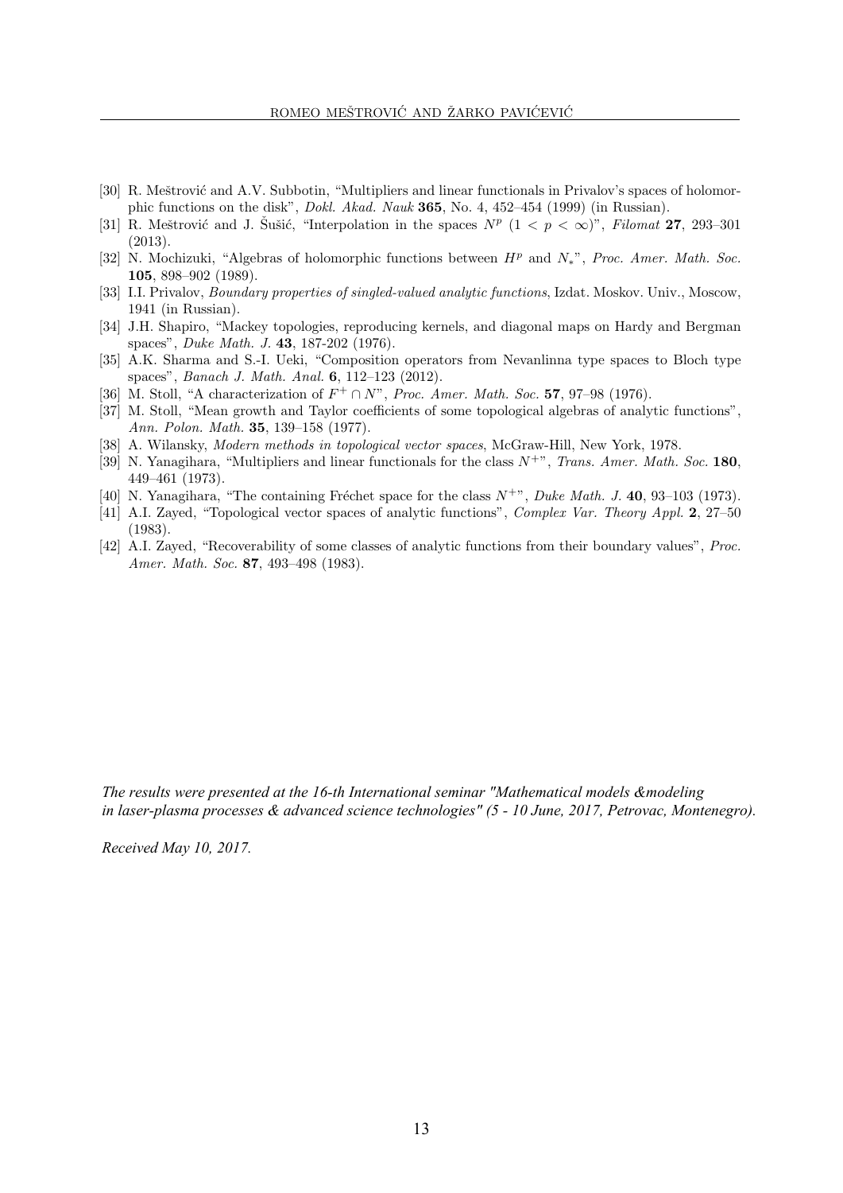[30] R. Meštrović and A.V. Subbotin, “Multipliers and linear functionals in Privalov’s spaces of holomorphic functions on the disk”, *Dokl. Akad. Nauk* **365**, No. 4, 452–454 (1999) (in Russian).

[31] R. Meštrović and J. Šušić, “Interpolation in the spaces $N^p$ $(1 < p < \infty)$”, *Filomat* **27**, 293–301 (2013).

[32] N. Mochizuki, “Algebras of holomorphic functions between $H^p$ and $N_*$”, *Proc. Amer. Math. Soc.* **105**, 898–902 (1989).

[33] I.I. Privalov, *Boundary properties of singled-valued analytic functions*, Izdat. Moskov. Univ., Moscow, 1941 (in Russian).

[34] J.H. Shapiro, “Mackey topologies, reproducing kernels, and diagonal maps on Hardy and Bergman spaces”, *Duke Math. J.* **43**, 187-202 (1976).

[35] A.K. Sharma and S.-I. Ueki, “Composition operators from Nevanlinna type spaces to Bloch type spaces”, *Banach J. Math. Anal.* **6**, 112–123 (2012).

[36] M. Stoll, “A characterization of $F^+ \cap N$”, *Proc. Amer. Math. Soc.* **57**, 97–98 (1976).

[37] M. Stoll, “Mean growth and Taylor coefficients of some topological algebras of analytic functions”, *Ann. Polon. Math.* **35**, 139–158 (1977).

[38] A. Wilansky, *Modern methods in topological vector spaces*, McGraw-Hill, New York, 1978.

[39] N. Yanagihara, “Multipliers and linear functionals for the class $N^+$”, *Trans. Amer. Math. Soc.* **180**, 449–461 (1973).

[40] N. Yanagihara, “The containing Fréchet space for the class $N^+$”, *Duke Math. J.* **40**, 93–103 (1973).

[41] A.I. Zayed, “Topological vector spaces of analytic functions”, *Complex Var. Theory Appl.* **2**, 27–50 (1983).

[42] A.I. Zayed, “Recoverability of some classes of analytic functions from their boundary values”, *Proc. Amer. Math. Soc.* **87**, 493–498 (1983).

*The results were presented at the 16-th International seminar "Mathematical models &modeling in laser-plasma processes & advanced science technologies" (5 - 10 June, 2017, Petrovac, Montenegro).*

*Received May 10, 2017.*